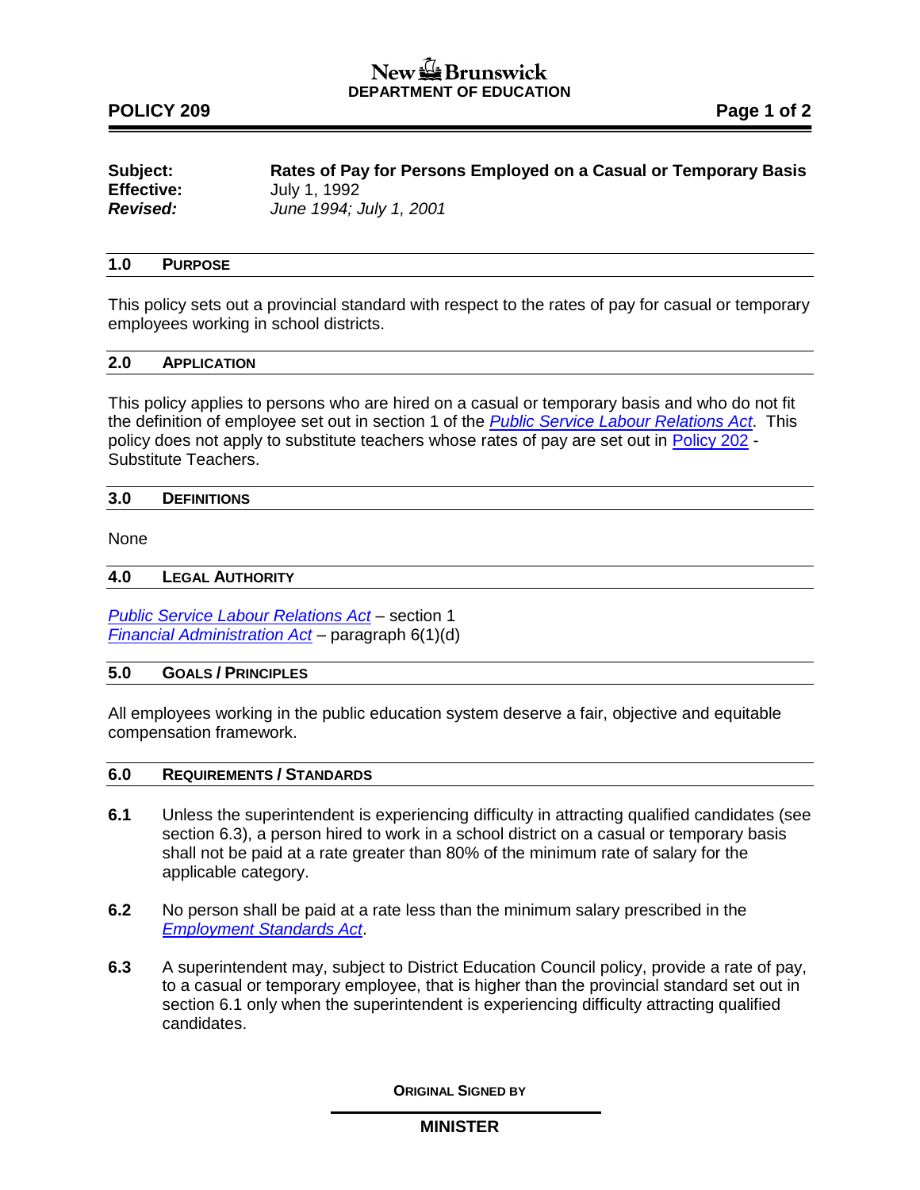New Brunswick
**DEPARTMENT OF EDUCATION**

**POLICY 209**

| | |
|---|---|
| **Subject:** | **Rates of Pay for Persons Employed on a Casual or Temporary Basis** |
| **Effective:** | July 1, 1992 |
| ***Revised:*** | *June 1994; July 1, 2001* |

## 1.0 PURPOSE

This policy sets out a provincial standard with respect to the rates of pay for casual or temporary employees working in school districts.

## 2.0 APPLICATION

This policy applies to persons who are hired on a casual or temporary basis and who do not fit the definition of employee set out in section 1 of the *Public Service Labour Relations Act*. This policy does not apply to substitute teachers whose rates of pay are set out in Policy 202 - Substitute Teachers.

## 3.0 DEFINITIONS

None

## 4.0 LEGAL AUTHORITY

*Public Service Labour Relations Act* – section 1
*Financial Administration Act* – paragraph 6(1)(d)

## 5.0 GOALS / PRINCIPLES

All employees working in the public education system deserve a fair, objective and equitable compensation framework.

## 6.0 REQUIREMENTS / STANDARDS

**6.1** Unless the superintendent is experiencing difficulty in attracting qualified candidates (see section 6.3), a person hired to work in a school district on a casual or temporary basis shall not be paid at a rate greater than 80% of the minimum rate of salary for the applicable category.

**6.2** No person shall be paid at a rate less than the minimum salary prescribed in the *Employment Standards Act*.

**6.3** A superintendent may, subject to District Education Council policy, provide a rate of pay, to a casual or temporary employee, that is higher than the provincial standard set out in section 6.1 only when the superintendent is experiencing difficulty attracting qualified candidates.

**ORIGINAL SIGNED BY**

**MINISTER**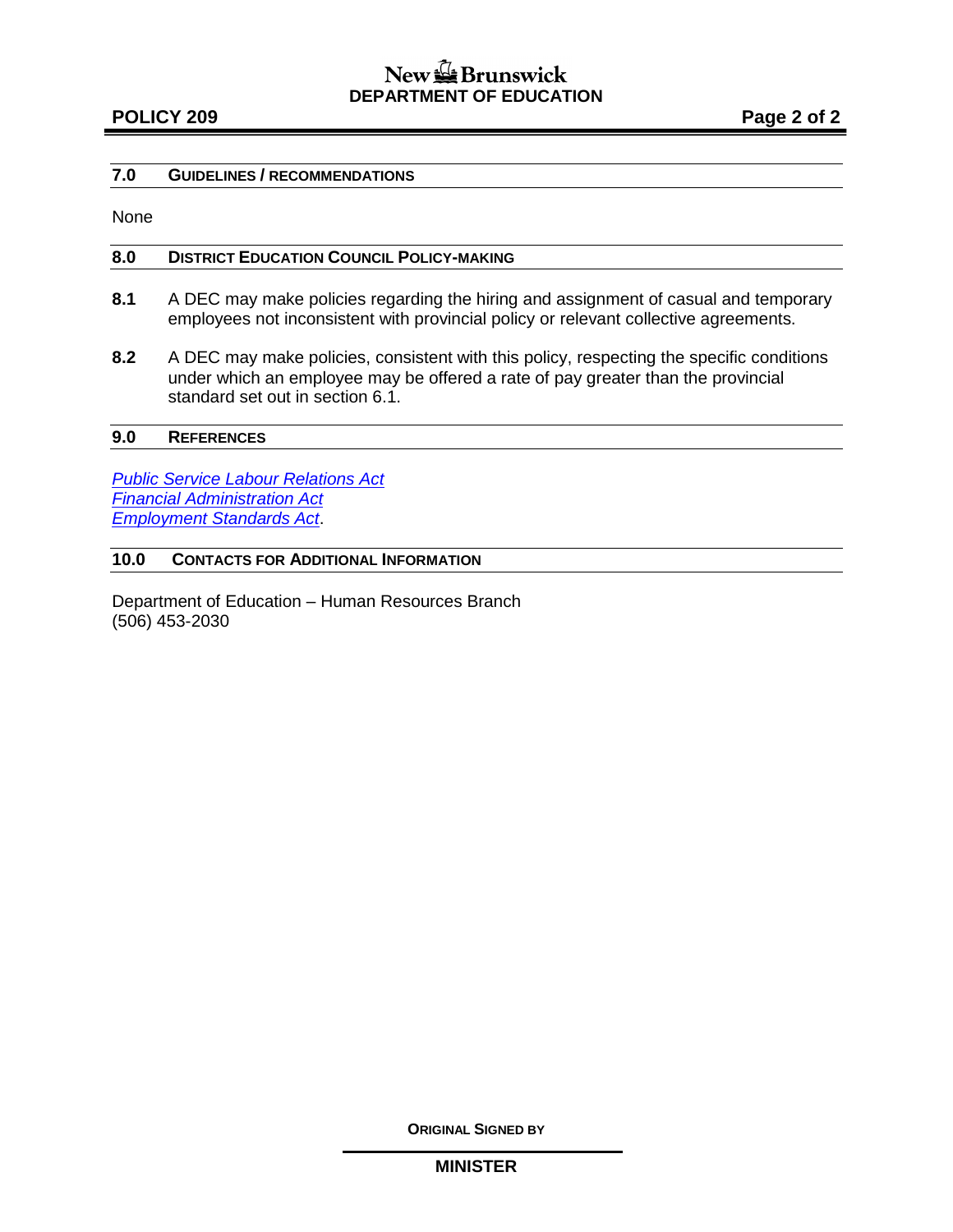## 7.0 GUIDELINES / RECOMMENDATIONS

None

## 8.0 DISTRICT EDUCATION COUNCIL POLICY-MAKING

**8.1** A DEC may make policies regarding the hiring and assignment of casual and temporary employees not inconsistent with provincial policy or relevant collective agreements.

**8.2** A DEC may make policies, consistent with this policy, respecting the specific conditions under which an employee may be offered a rate of pay greater than the provincial standard set out in section 6.1.

## 9.0 REFERENCES

*Public Service Labour Relations Act*
*Financial Administration Act*
*Employment Standards Act*.

## 10.0 CONTACTS FOR ADDITIONAL INFORMATION

Department of Education – Human Resources Branch
(506) 453-2030

**ORIGINAL SIGNED BY**

**MINISTER**